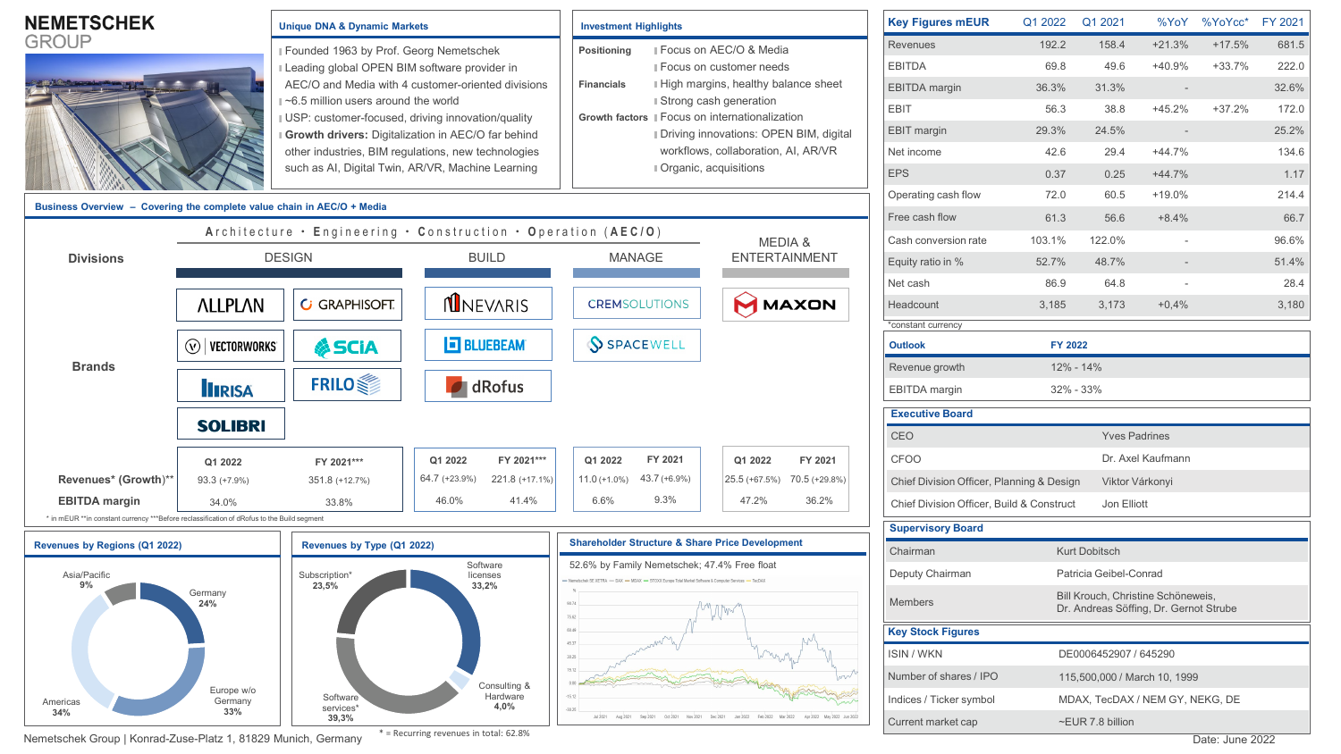# NEMETSCHEK GROUP

## Unique DNA & Dynamic Markets

- Founded 1963 by Prof. Georg Nemetschek
- Leading global OPEN BIM software provider in AEC/O and Media with 4 customer-oriented divisions
- ~6.5 million users around the world
- USP: customer-focused, driving innovation/quality
- **Growth drivers:** Digitalization in AEC/O far behind other industries, BIM regulations, new technologies such as AI, Digital Twin, AR/VR, Machine Learning

## Investment Highlights

| | |
|---|---|
| **Positioning** | Focus on AEC/O & Media; Focus on customer needs |
| **Financials** | High margins, healthy balance sheet; Strong cash generation |
| **Growth factors** | Focus on internationalization; Driving innovations: OPEN BIM, digital workflows, collaboration, AI, AR/VR; Organic, acquisitions |

## Key Figures mEUR

| Key Figures mEUR | Q1 2022 | Q1 2021 | %YoY | %YoYcc* | FY 2021 |
|---|---|---|---|---|---|
| Revenues | 192.2 | 158.4 | +21.3% | +17.5% | 681.5 |
| EBITDA | 69.8 | 49.6 | +40.9% | +33.7% | 222.0 |
| EBITDA margin | 36.3% | 31.3% | - | | 32.6% |
| EBIT | 56.3 | 38.8 | +45.2% | +37.2% | 172.0 |
| EBIT margin | 29.3% | 24.5% | - | | 25.2% |
| Net income | 42.6 | 29.4 | +44.7% | | 134.6 |
| EPS | 0.37 | 0.25 | +44.7% | | 1.17 |
| Operating cash flow | 72.0 | 60.5 | +19.0% | | 214.4 |
| Free cash flow | 61.3 | 56.6 | +8.4% | | 66.7 |
| Cash conversion rate | 103.1% | 122.0% | - | | 96.6% |
| Equity ratio in % | 52.7% | 48.7% | - | | 51.4% |
| Net cash | 86.9 | 64.8 | - | | 28.4 |
| Headcount | 3,185 | 3,173 | +0,4% | | 3,180 |

*constant currency

## Business Overview – Covering the complete value chain in AEC/O + Media

Architecture • Engineering • Construction • Operation (AEC/O)

| | DESIGN | | BUILD | MANAGE | MEDIA & ENTERTAINMENT |
|---|---|---|---|---|---|
| **Divisions** | DESIGN | | BUILD | MANAGE | MEDIA & ENTERTAINMENT |
| **Brands** | ALLPLAN, VECTORWORKS, RISA, SOLIBRI | GRAPHISOFT, SCIA, FRILO | NEVARIS, BLUEBEAM, dRofus | CREMSOLUTIONS, SPACEWELL | MAXON |

| | Design Q1 2022 | Design FY 2021*** | Build Q1 2022 | Build FY 2021*** | Manage Q1 2022 | Manage FY 2021 | Media Q1 2022 | Media FY 2021 |
|---|---|---|---|---|---|---|---|---|
| **Revenues* (Growth)**** | 93.3 (+7.9%) | 351.8 (+12.7%) | 64.7 (+23.9%) | 221.8 (+17.1%) | 11.0 (+1.0%) | 43.7 (+6.9%) | 25.5 (+67.5%) | 70.5 (+29.8%) |
| **EBITDA margin** | 34.0% | 33.8% | 46.0% | 41.4% | 6.6% | 9.3% | 47.2% | 36.2% |

\* in mEUR **in constant currency ***Before reclassification of dRofus to the Build segment

## Outlook

| Outlook | FY 2022 |
|---|---|
| Revenue growth | 12% - 14% |
| EBITDA margin | 32% - 33% |

## Executive Board

| | |
|---|---|
| CEO | Yves Padrines |
| CFOO | Dr. Axel Kaufmann |
| Chief Division Officer, Planning & Design | Viktor Várkonyi |
| Chief Division Officer, Build & Construct | Jon Elliott |

## Supervisory Board

| | |
|---|---|
| Chairman | Kurt Dobitsch |
| Deputy Chairman | Patricia Geibel-Conrad |
| Members | Bill Krouch, Christine Schöneweis, Dr. Andreas Söffing, Dr. Gernot Strube |

## Key Stock Figures

| | |
|---|---|
| ISIN / WKN | DE0006452907 / 645290 |
| Number of shares / IPO | 115,500,000 / March 10, 1999 |
| Indices / Ticker symbol | MDAX, TecDAX / NEM GY, NEKG, DE |
| Current market cap | ~EUR 7.8 billion |

## Revenues by Regions (Q1 2022)

- Germany 24%
- Europe w/o Germany 33%
- Americas 34%
- Asia/Pacific 9%

## Revenues by Type (Q1 2022)

- Software licenses 33,2%
- Consulting & Hardware 4,0%
- Software services* 39,3%
- Subscription* 23,5%

\* = Recurring revenues in total: 62.8%

## Shareholder Structure & Share Price Development

52.6% by Family Nemetschek; 47.4% Free float

Nemetschek Group | Konrad-Zuse-Platz 1, 81829 Munich, Germany

Date: June 2022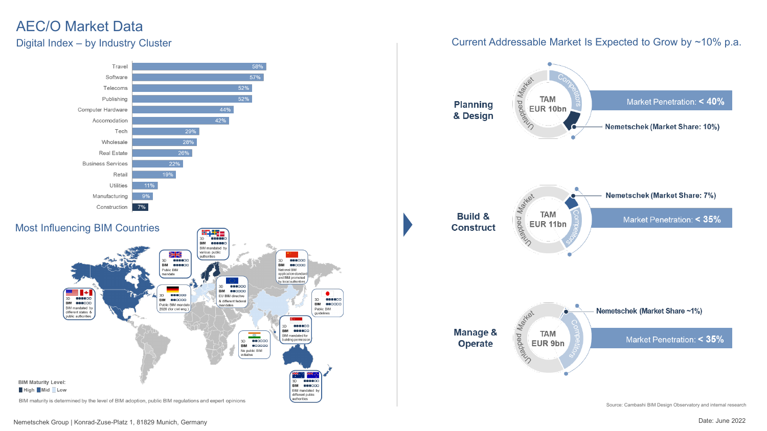# AEC/O Market Data

## Digital Index – by Industry Cluster

Travel 58%
Software 57%
Telecoms 52%
Publishing 52%
Computer Hardware 44%
Accomodation 42%
Tech 29%
Wholesale 28%
Real Estate 26%
Business Services 22%
Retail 19%
Utilities 11%
Manufacturing 9%
Construction 7%

## Most Influencing BIM Countries

3D / BIM — BIM mandated by various public authorities

3D / BIM — Public BIM mandate

3D / BIM — National BIM application standard and BIM promoted by local authorities

3D / BIM — BIM mandated by different states & public authorities

3D / BIM — Public BIM mandate 2020 (for civil eng.)

3D / BIM — EU BIM directive & different federal mandates

3D / BIM — Public BIM guidelines

3D / BIM — BIM mandated for building permission

3D / BIM — No public BIM initiative

3D / BIM — BIM mandated by different public authorities

BIM Maturity Level:
High Mid Low

BIM maturity is determined by the level of BIM adoption, public BIM regulations and expert opinions

## Current Addressable Market Is Expected to Grow by ~10% p.a.

**Planning & Design**
Untapped Market / Competitors
TAM EUR 10bn
Market Penetration: < 40%
Nemetschek (Market Share: 10%)

**Build & Construct**
Untapped Market / Competitors
TAM EUR 11bn
Nemetschek (Market Share: 7%)
Market Penetration: < 35%

**Manage & Operate**
Untapped Market / Competitors
TAM EUR 9bn
Nemetschek (Market Share ~1%)
Market Penetration: < 35%

Source: Cambashi BIM Design Observatory and internal research

Nemetschek Group | Konrad-Zuse-Platz 1, 81829 Munich, Germany

Date: June 2022